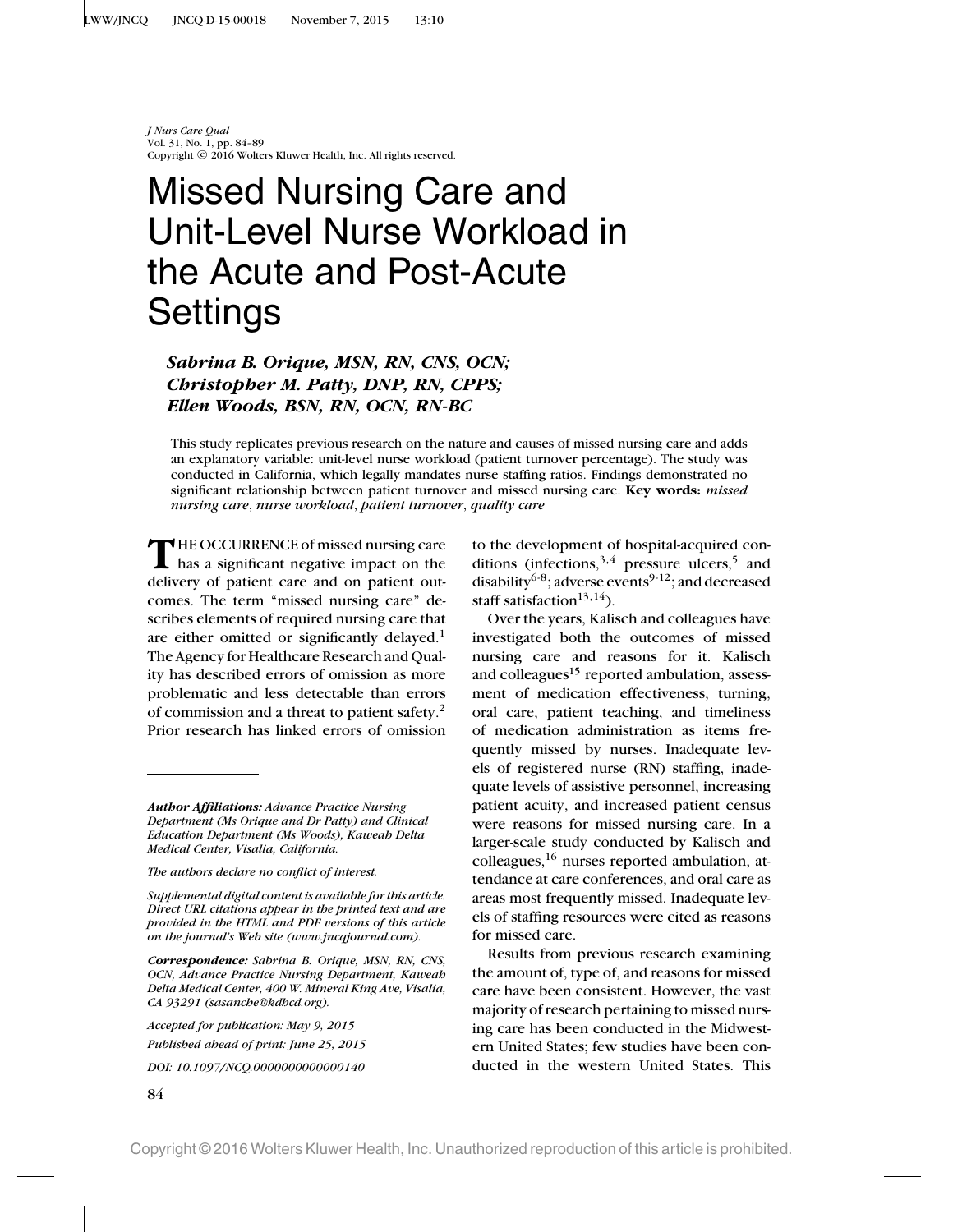*J Nurs Care Qual*
Vol. 31, No. 1, pp. 84–89
Copyright © 2016 Wolters Kluwer Health, Inc. All rights reserved.

# Missed Nursing Care and Unit-Level Nurse Workload in the Acute and Post-Acute Settings

***Sabrina B. Orique, MSN, RN, CNS, OCN; Christopher M. Patty, DNP, RN, CPPS; Ellen Woods, BSN, RN, OCN, RN-BC***

This study replicates previous research on the nature and causes of missed nursing care and adds an explanatory variable: unit-level nurse workload (patient turnover percentage). The study was conducted in California, which legally mandates nurse staffing ratios. Findings demonstrated no significant relationship between patient turnover and missed nursing care. **Key words:** *missed nursing care*, *nurse workload*, *patient turnover*, *quality care*

THE OCCURRENCE of missed nursing care has a significant negative impact on the delivery of patient care and on patient outcomes. The term "missed nursing care" describes elements of required nursing care that are either omitted or significantly delayed.[1] The Agency for Healthcare Research and Quality has described errors of omission as more problematic and less detectable than errors of commission and a threat to patient safety.[2] Prior research has linked errors of omission to the development of hospital-acquired conditions (infections,[3,4] pressure ulcers,[5] and disability[6-8]; adverse events[9-12]; and decreased staff satisfaction[13,14]).

Over the years, Kalisch and colleagues have investigated both the outcomes of missed nursing care and reasons for it. Kalisch and colleagues[15] reported ambulation, assessment of medication effectiveness, turning, oral care, patient teaching, and timeliness of medication administration as items frequently missed by nurses. Inadequate levels of registered nurse (RN) staffing, inadequate levels of assistive personnel, increasing patient acuity, and increased patient census were reasons for missed nursing care. In a larger-scale study conducted by Kalisch and colleagues,[16] nurses reported ambulation, attendance at care conferences, and oral care as areas most frequently missed. Inadequate levels of staffing resources were cited as reasons for missed care.

Results from previous research examining the amount of, type of, and reasons for missed care have been consistent. However, the vast majority of research pertaining to missed nursing care has been conducted in the Midwestern United States; few studies have been conducted in the western United States. This

---

***Author Affiliations:*** *Advance Practice Nursing Department (Ms Orique and Dr Patty) and Clinical Education Department (Ms Woods), Kaweah Delta Medical Center, Visalia, California.*

*The authors declare no conflict of interest.*

*Supplemental digital content is available for this article. Direct URL citations appear in the printed text and are provided in the HTML and PDF versions of this article on the journal's Web site (www.jncqjournal.com).*

***Correspondence:*** *Sabrina B. Orique, MSN, RN, CNS, OCN, Advance Practice Nursing Department, Kaweah Delta Medical Center, 400 W. Mineral King Ave, Visalia, CA 93291 (sasanche@kdhcd.org).*

*Accepted for publication: May 9, 2015*

*Published ahead of print: June 25, 2015*

*DOI: 10.1097/NCQ.0000000000000140*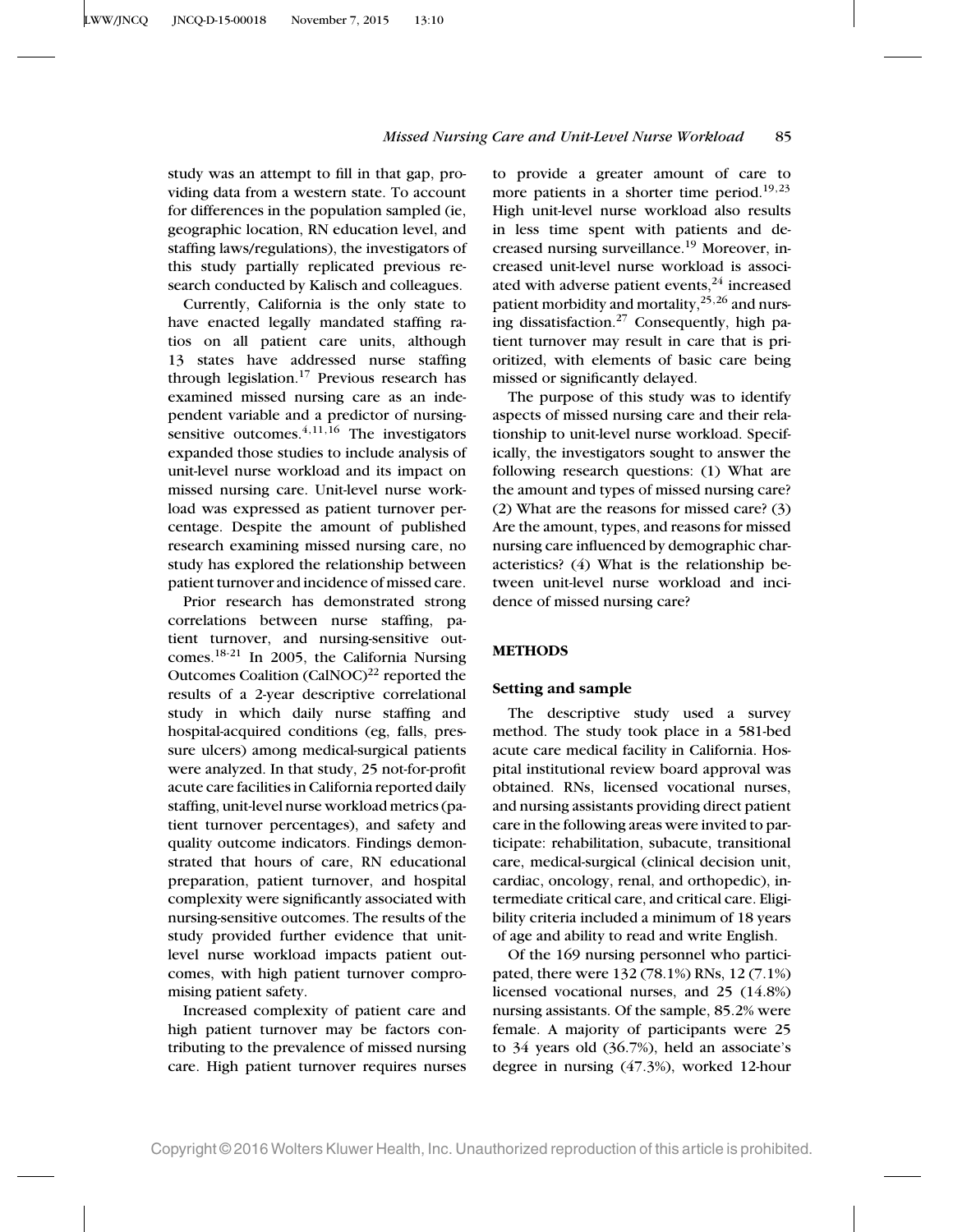study was an attempt to fill in that gap, providing data from a western state. To account for differences in the population sampled (ie, geographic location, RN education level, and staffing laws/regulations), the investigators of this study partially replicated previous research conducted by Kalisch and colleagues.

Currently, California is the only state to have enacted legally mandated staffing ratios on all patient care units, although 13 states have addressed nurse staffing through legislation.[17] Previous research has examined missed nursing care as an independent variable and a predictor of nursing-sensitive outcomes.[4,11,16] The investigators expanded those studies to include analysis of unit-level nurse workload and its impact on missed nursing care. Unit-level nurse workload was expressed as patient turnover percentage. Despite the amount of published research examining missed nursing care, no study has explored the relationship between patient turnover and incidence of missed care.

Prior research has demonstrated strong correlations between nurse staffing, patient turnover, and nursing-sensitive outcomes.[18-21] In 2005, the California Nursing Outcomes Coalition (CalNOC)[22] reported the results of a 2-year descriptive correlational study in which daily nurse staffing and hospital-acquired conditions (eg, falls, pressure ulcers) among medical-surgical patients were analyzed. In that study, 25 not-for-profit acute care facilities in California reported daily staffing, unit-level nurse workload metrics (patient turnover percentages), and safety and quality outcome indicators. Findings demonstrated that hours of care, RN educational preparation, patient turnover, and hospital complexity were significantly associated with nursing-sensitive outcomes. The results of the study provided further evidence that unit-level nurse workload impacts patient outcomes, with high patient turnover compromising patient safety.

Increased complexity of patient care and high patient turnover may be factors contributing to the prevalence of missed nursing care. High patient turnover requires nurses to provide a greater amount of care to more patients in a shorter time period.[19,23] High unit-level nurse workload also results in less time spent with patients and decreased nursing surveillance.[19] Moreover, increased unit-level nurse workload is associated with adverse patient events,[24] increased patient morbidity and mortality,[25,26] and nursing dissatisfaction.[27] Consequently, high patient turnover may result in care that is prioritized, with elements of basic care being missed or significantly delayed.

The purpose of this study was to identify aspects of missed nursing care and their relationship to unit-level nurse workload. Specifically, the investigators sought to answer the following research questions: (1) What are the amount and types of missed nursing care? (2) What are the reasons for missed care? (3) Are the amount, types, and reasons for missed nursing care influenced by demographic characteristics? (4) What is the relationship between unit-level nurse workload and incidence of missed nursing care?

## METHODS

### Setting and sample

The descriptive study used a survey method. The study took place in a 581-bed acute care medical facility in California. Hospital institutional review board approval was obtained. RNs, licensed vocational nurses, and nursing assistants providing direct patient care in the following areas were invited to participate: rehabilitation, subacute, transitional care, medical-surgical (clinical decision unit, cardiac, oncology, renal, and orthopedic), intermediate critical care, and critical care. Eligibility criteria included a minimum of 18 years of age and ability to read and write English.

Of the 169 nursing personnel who participated, there were 132 (78.1%) RNs, 12 (7.1%) licensed vocational nurses, and 25 (14.8%) nursing assistants. Of the sample, 85.2% were female. A majority of participants were 25 to 34 years old (36.7%), held an associate's degree in nursing (47.3%), worked 12-hour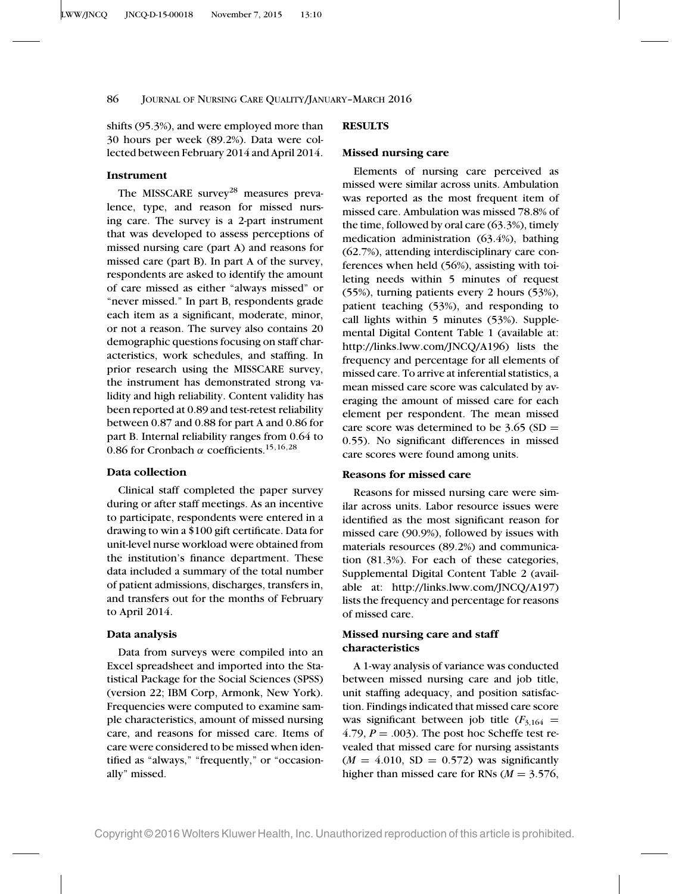shifts (95.3%), and were employed more than 30 hours per week (89.2%). Data were collected between February 2014 and April 2014.

### Instrument

The MISSCARE survey[28] measures prevalence, type, and reason for missed nursing care. The survey is a 2-part instrument that was developed to assess perceptions of missed nursing care (part A) and reasons for missed care (part B). In part A of the survey, respondents are asked to identify the amount of care missed as either "always missed" or "never missed." In part B, respondents grade each item as a significant, moderate, minor, or not a reason. The survey also contains 20 demographic questions focusing on staff characteristics, work schedules, and staffing. In prior research using the MISSCARE survey, the instrument has demonstrated strong validity and high reliability. Content validity has been reported at 0.89 and test-retest reliability between 0.87 and 0.88 for part A and 0.86 for part B. Internal reliability ranges from 0.64 to 0.86 for Cronbach $\alpha$ coefficients.[15,16,28]

### Data collection

Clinical staff completed the paper survey during or after staff meetings. As an incentive to participate, respondents were entered in a drawing to win a $100 gift certificate. Data for unit-level nurse workload were obtained from the institution's finance department. These data included a summary of the total number of patient admissions, discharges, transfers in, and transfers out for the months of February to April 2014.

### Data analysis

Data from surveys were compiled into an Excel spreadsheet and imported into the Statistical Package for the Social Sciences (SPSS) (version 22; IBM Corp, Armonk, New York). Frequencies were computed to examine sample characteristics, amount of missed nursing care, and reasons for missed care. Items of care were considered to be missed when identified as "always," "frequently," or "occasionally" missed.

## RESULTS

### Missed nursing care

Elements of nursing care perceived as missed were similar across units. Ambulation was reported as the most frequent item of missed care. Ambulation was missed 78.8% of the time, followed by oral care (63.3%), timely medication administration (63.4%), bathing (62.7%), attending interdisciplinary care conferences when held (56%), assisting with toileting needs within 5 minutes of request (55%), turning patients every 2 hours (53%), patient teaching (53%), and responding to call lights within 5 minutes (53%). Supplemental Digital Content Table 1 (available at: http://links.lww.com/JNCQ/A196) lists the frequency and percentage for all elements of missed care. To arrive at inferential statistics, a mean missed care score was calculated by averaging the amount of missed care for each element per respondent. The mean missed care score was determined to be 3.65 (SD = 0.55). No significant differences in missed care scores were found among units.

### Reasons for missed care

Reasons for missed nursing care were similar across units. Labor resource issues were identified as the most significant reason for missed care (90.9%), followed by issues with materials resources (89.2%) and communication (81.3%). For each of these categories, Supplemental Digital Content Table 2 (available at: http://links.lww.com/JNCQ/A197) lists the frequency and percentage for reasons of missed care.

### Missed nursing care and staff characteristics

A 1-way analysis of variance was conducted between missed nursing care and job title, unit staffing adequacy, and position satisfaction. Findings indicated that missed care score was significant between job title ($F_{3,164} = 4.79$, $P = .003$). The post hoc Scheffe test revealed that missed care for nursing assistants ($M = 4.010$, SD = 0.572) was significantly higher than missed care for RNs ($M = 3.576$,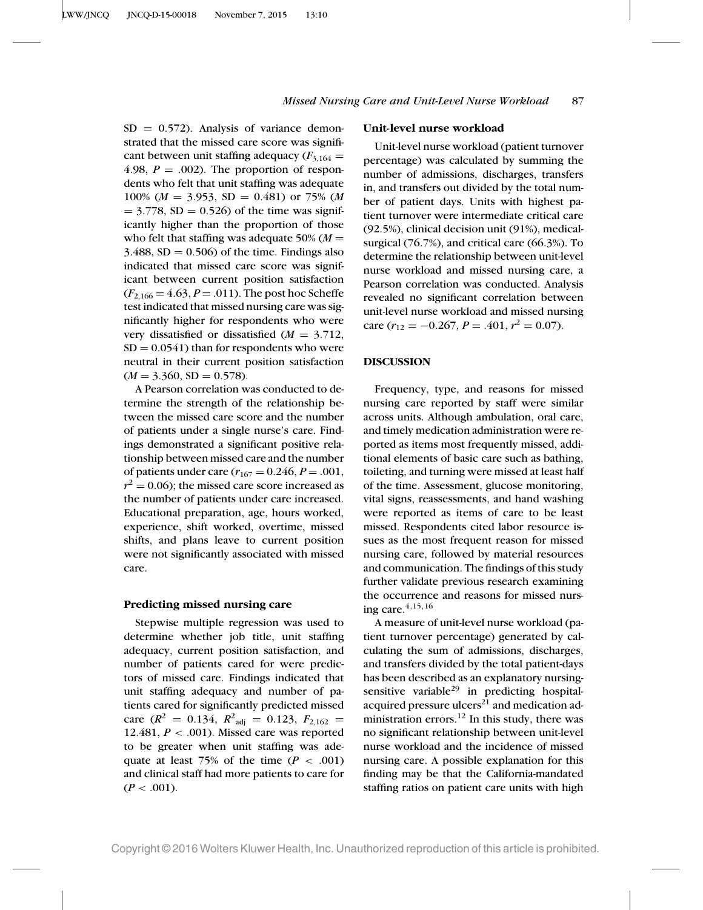SD = 0.572). Analysis of variance demonstrated that the missed care score was significant between unit staffing adequacy ($F_{3,164}$ = 4.98, $P$ = .002). The proportion of respondents who felt that unit staffing was adequate 100% ($M$ = 3.953, SD = 0.481) or 75% ($M$ = 3.778, SD = 0.526) of the time was significantly higher than the proportion of those who felt that staffing was adequate 50% ($M$ = 3.488, SD = 0.506) of the time. Findings also indicated that missed care score was significant between current position satisfaction ($F_{2,166}$ = 4.63, $P$ = .011). The post hoc Scheffe test indicated that missed nursing care was significantly higher for respondents who were very dissatisfied or dissatisfied ($M$ = 3.712, SD = 0.0541) than for respondents who were neutral in their current position satisfaction ($M$ = 3.360, SD = 0.578).

A Pearson correlation was conducted to determine the strength of the relationship between the missed care score and the number of patients under a single nurse's care. Findings demonstrated a significant positive relationship between missed care and the number of patients under care ($r_{167}$ = 0.246, $P$ = .001, $r^2$ = 0.06); the missed care score increased as the number of patients under care increased. Educational preparation, age, hours worked, experience, shift worked, overtime, missed shifts, and plans leave to current position were not significantly associated with missed care.

### Predicting missed nursing care

Stepwise multiple regression was used to determine whether job title, unit staffing adequacy, current position satisfaction, and number of patients cared for were predictors of missed care. Findings indicated that unit staffing adequacy and number of patients cared for significantly predicted missed care ($R^2$ = 0.134, $R^2_{adj}$ = 0.123, $F_{2,162}$ = 12.481, $P$ < .001). Missed care was reported to be greater when unit staffing was adequate at least 75% of the time ($P$ < .001) and clinical staff had more patients to care for ($P$ < .001).

### Unit-level nurse workload

Unit-level nurse workload (patient turnover percentage) was calculated by summing the number of admissions, discharges, transfers in, and transfers out divided by the total number of patient days. Units with highest patient turnover were intermediate critical care (92.5%), clinical decision unit (91%), medical-surgical (76.7%), and critical care (66.3%). To determine the relationship between unit-level nurse workload and missed nursing care, a Pearson correlation was conducted. Analysis revealed no significant correlation between unit-level nurse workload and missed nursing care ($r_{12}$ = −0.267, $P$ = .401, $r^2$ = 0.07).

## DISCUSSION

Frequency, type, and reasons for missed nursing care reported by staff were similar across units. Although ambulation, oral care, and timely medication administration were reported as items most frequently missed, additional elements of basic care such as bathing, toileting, and turning were missed at least half of the time. Assessment, glucose monitoring, vital signs, reassessments, and hand washing were reported as items of care to be least missed. Respondents cited labor resource issues as the most frequent reason for missed nursing care, followed by material resources and communication. The findings of this study further validate previous research examining the occurrence and reasons for missed nursing care.[4,15,16]

A measure of unit-level nurse workload (patient turnover percentage) generated by calculating the sum of admissions, discharges, and transfers divided by the total patient-days has been described as an explanatory nursing-sensitive variable[29] in predicting hospital-acquired pressure ulcers[21] and medication administration errors.[12] In this study, there was no significant relationship between unit-level nurse workload and the incidence of missed nursing care. A possible explanation for this finding may be that the California-mandated staffing ratios on patient care units with high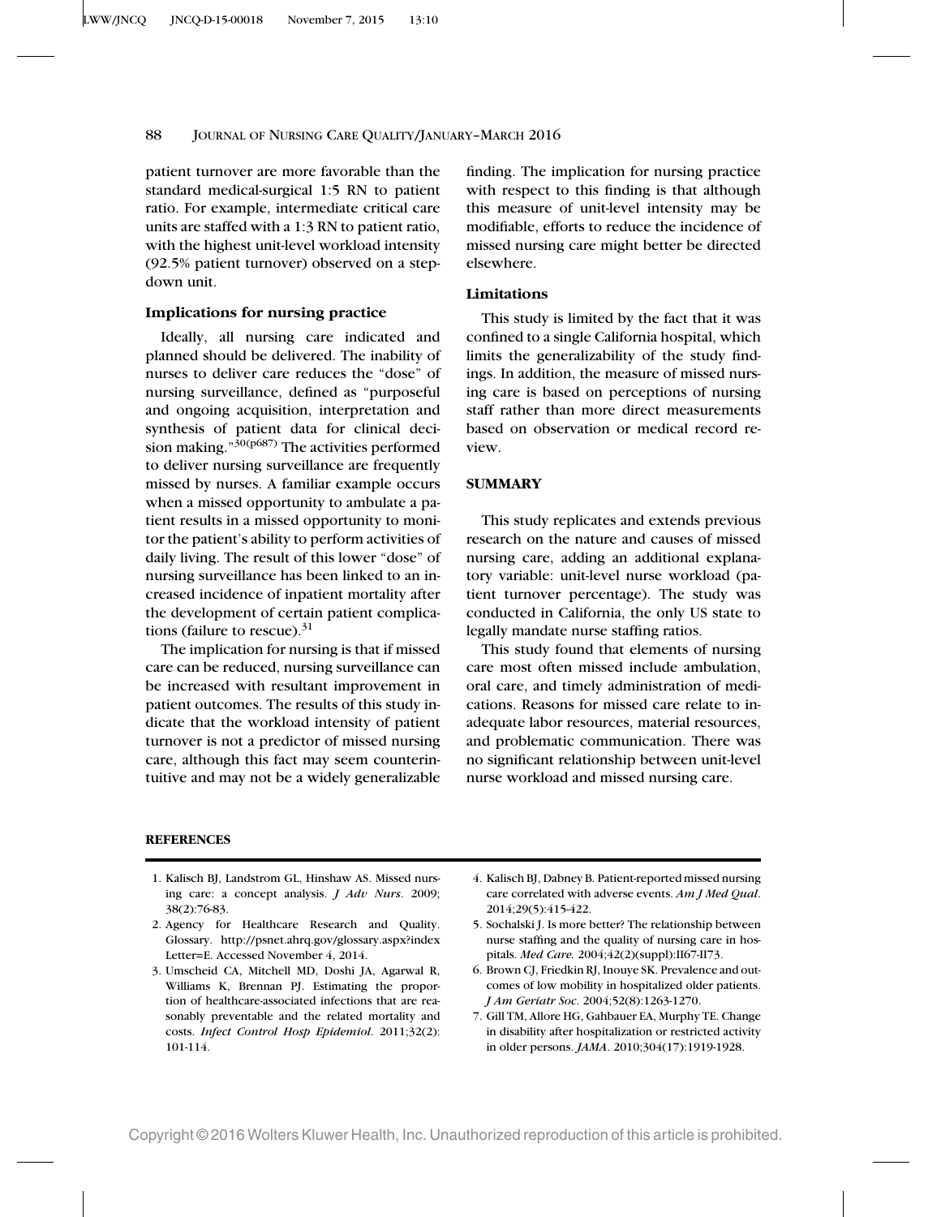patient turnover are more favorable than the standard medical-surgical 1:5 RN to patient ratio. For example, intermediate critical care units are staffed with a 1:3 RN to patient ratio, with the highest unit-level workload intensity (92.5% patient turnover) observed on a step-down unit.

### Implications for nursing practice

Ideally, all nursing care indicated and planned should be delivered. The inability of nurses to deliver care reduces the "dose" of nursing surveillance, defined as "purposeful and ongoing acquisition, interpretation and synthesis of patient data for clinical decision making."[30(p687)] The activities performed to deliver nursing surveillance are frequently missed by nurses. A familiar example occurs when a missed opportunity to ambulate a patient results in a missed opportunity to monitor the patient's ability to perform activities of daily living. The result of this lower "dose" of nursing surveillance has been linked to an increased incidence of inpatient mortality after the development of certain patient complications (failure to rescue).[31]

The implication for nursing is that if missed care can be reduced, nursing surveillance can be increased with resultant improvement in patient outcomes. The results of this study indicate that the workload intensity of patient turnover is not a predictor of missed nursing care, although this fact may seem counterintuitive and may not be a widely generalizable finding. The implication for nursing practice with respect to this finding is that although this measure of unit-level intensity may be modifiable, efforts to reduce the incidence of missed nursing care might better be directed elsewhere.

### Limitations

This study is limited by the fact that it was confined to a single California hospital, which limits the generalizability of the study findings. In addition, the measure of missed nursing care is based on perceptions of nursing staff rather than more direct measurements based on observation or medical record review.

## SUMMARY

This study replicates and extends previous research on the nature and causes of missed nursing care, adding an additional explanatory variable: unit-level nurse workload (patient turnover percentage). The study was conducted in California, the only US state to legally mandate nurse staffing ratios.

This study found that elements of nursing care most often missed include ambulation, oral care, and timely administration of medications. Reasons for missed care relate to inadequate labor resources, material resources, and problematic communication. There was no significant relationship between unit-level nurse workload and missed nursing care.

## REFERENCES

1. Kalisch BJ, Landstrom GL, Hinshaw AS. Missed nursing care: a concept analysis. *J Adv Nurs*. 2009; 38(2):76-83.
2. Agency for Healthcare Research and Quality. Glossary. http://psnet.ahrq.gov/glossary.aspx?indexLetter=E. Accessed November 4, 2014.
3. Umscheid CA, Mitchell MD, Doshi JA, Agarwal R, Williams K, Brennan PJ. Estimating the proportion of healthcare-associated infections that are reasonably preventable and the related mortality and costs. *Infect Control Hosp Epidemiol*. 2011;32(2): 101-114.
4. Kalisch BJ, Dabney B. Patient-reported missed nursing care correlated with adverse events. *Am J Med Qual*. 2014;29(5):415-422.
5. Sochalski J. Is more better? The relationship between nurse staffing and the quality of nursing care in hospitals. *Med Care.* 2004;42(2)(suppl):II67-II73.
6. Brown CJ, Friedkin RJ, Inouye SK. Prevalence and outcomes of low mobility in hospitalized older patients. *J Am Geriatr Soc*. 2004;52(8):1263-1270.
7. Gill TM, Allore HG, Gahbauer EA, Murphy TE. Change in disability after hospitalization or restricted activity in older persons. *JAMA*. 2010;304(17):1919-1928.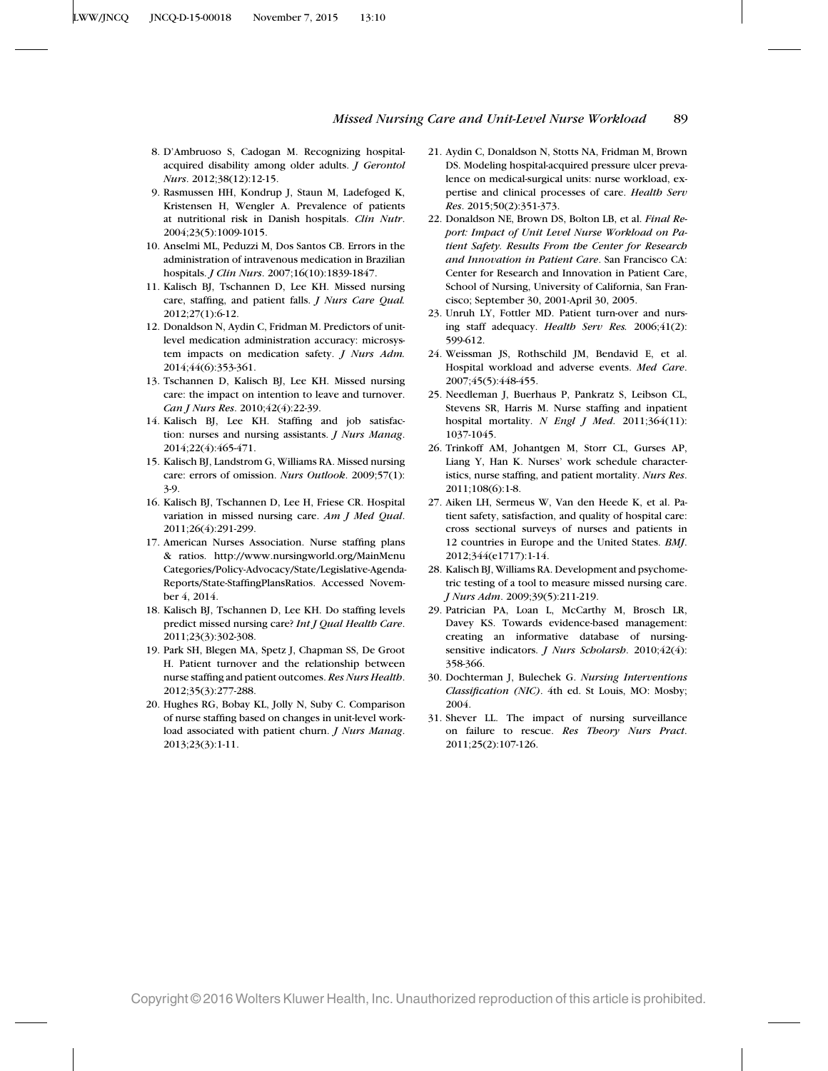8. D'Ambruoso S, Cadogan M. Recognizing hospital-acquired disability among older adults. *J Gerontol Nurs*. 2012;38(12):12-15.
9. Rasmussen HH, Kondrup J, Staun M, Ladefoged K, Kristensen H, Wengler A. Prevalence of patients at nutritional risk in Danish hospitals. *Clin Nutr*. 2004;23(5):1009-1015.
10. Anselmi ML, Peduzzi M, Dos Santos CB. Errors in the administration of intravenous medication in Brazilian hospitals. *J Clin Nurs*. 2007;16(10):1839-1847.
11. Kalisch BJ, Tschannen D, Lee KH. Missed nursing care, staffing, and patient falls. *J Nurs Care Qual.* 2012;27(1):6-12.
12. Donaldson N, Aydin C, Fridman M. Predictors of unit-level medication administration accuracy: microsystem impacts on medication safety. *J Nurs Adm.* 2014;44(6):353-361.
13. Tschannen D, Kalisch BJ, Lee KH. Missed nursing care: the impact on intention to leave and turnover. *Can J Nurs Res*. 2010;42(4):22-39.
14. Kalisch BJ, Lee KH. Staffing and job satisfaction: nurses and nursing assistants. *J Nurs Manag*. 2014;22(4):465-471.
15. Kalisch BJ, Landstrom G, Williams RA. Missed nursing care: errors of omission. *Nurs Outlook*. 2009;57(1): 3-9.
16. Kalisch BJ, Tschannen D, Lee H, Friese CR. Hospital variation in missed nursing care. *Am J Med Qual*. 2011;26(4):291-299.
17. American Nurses Association. Nurse staffing plans & ratios. http://www.nursingworld.org/MainMenuCategories/Policy-Advocacy/State/Legislative-Agenda-Reports/State-StaffingPlansRatios. Accessed November 4, 2014.
18. Kalisch BJ, Tschannen D, Lee KH. Do staffing levels predict missed nursing care? *Int J Qual Health Care*. 2011;23(3):302-308.
19. Park SH, Blegen MA, Spetz J, Chapman SS, De Groot H. Patient turnover and the relationship between nurse staffing and patient outcomes. *Res Nurs Health*. 2012;35(3):277-288.
20. Hughes RG, Bobay KL, Jolly N, Suby C. Comparison of nurse staffing based on changes in unit-level workload associated with patient churn. *J Nurs Manag*. 2013;23(3):1-11.
21. Aydin C, Donaldson N, Stotts NA, Fridman M, Brown DS. Modeling hospital-acquired pressure ulcer prevalence on medical-surgical units: nurse workload, expertise and clinical processes of care. *Health Serv Res*. 2015;50(2):351-373.
22. Donaldson NE, Brown DS, Bolton LB, et al. *Final Report: Impact of Unit Level Nurse Workload on Patient Safety. Results From the Center for Research and Innovation in Patient Care*. San Francisco CA: Center for Research and Innovation in Patient Care, School of Nursing, University of California, San Francisco; September 30, 2001-April 30, 2005.
23. Unruh LY, Fottler MD. Patient turn-over and nursing staff adequacy. *Health Serv Res.* 2006;41(2): 599-612.
24. Weissman JS, Rothschild JM, Bendavid E, et al. Hospital workload and adverse events. *Med Care*. 2007;45(5):448-455.
25. Needleman J, Buerhaus P, Pankratz S, Leibson CL, Stevens SR, Harris M. Nurse staffing and inpatient hospital mortality. *N Engl J Med*. 2011;364(11): 1037-1045.
26. Trinkoff AM, Johantgen M, Storr CL, Gurses AP, Liang Y, Han K. Nurses' work schedule characteristics, nurse staffing, and patient mortality. *Nurs Res*. 2011;108(6):1-8.
27. Aiken LH, Sermeus W, Van den Heede K, et al. Patient safety, satisfaction, and quality of hospital care: cross sectional surveys of nurses and patients in 12 countries in Europe and the United States. *BMJ*. 2012;344(e1717):1-14.
28. Kalisch BJ, Williams RA. Development and psychometric testing of a tool to measure missed nursing care. *J Nurs Adm*. 2009;39(5):211-219.
29. Patrician PA, Loan L, McCarthy M, Brosch LR, Davey KS. Towards evidence-based management: creating an informative database of nursing-sensitive indicators. *J Nurs Scholarsh*. 2010;42(4): 358-366.
30. Dochterman J, Bulechek G. *Nursing Interventions Classification (NIC)*. 4th ed. St Louis, MO: Mosby; 2004.
31. Shever LL. The impact of nursing surveillance on failure to rescue. *Res Theory Nurs Pract*. 2011;25(2):107-126.